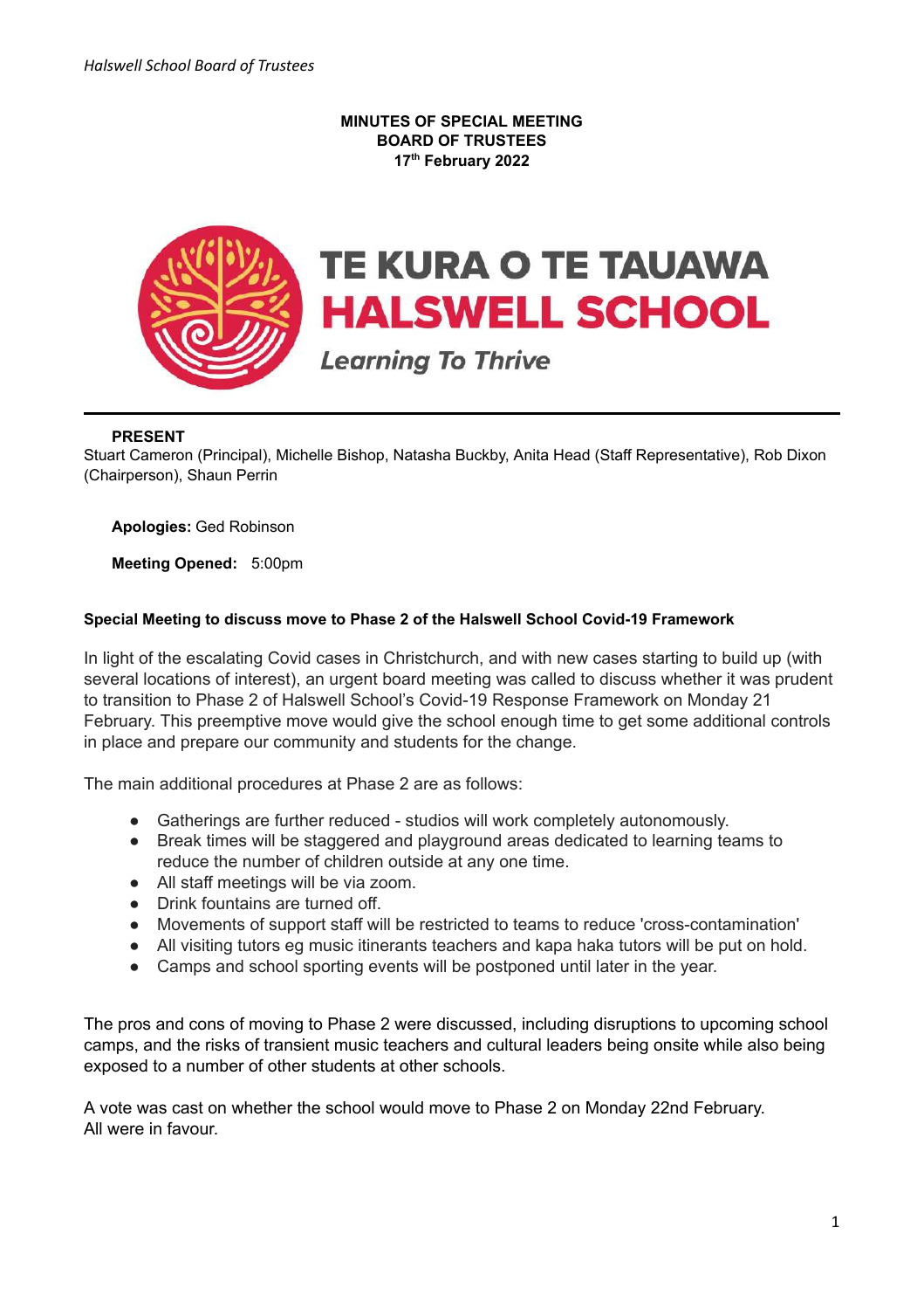*Halswell School Board of Trustees*

**MINUTES OF SPECIAL MEETING**
**BOARD OF TRUSTEES**
**17th February 2022**

# TE KURA O TE TAUAWA
# HALSWELL SCHOOL

*Learning To Thrive*

---

**PRESENT**

Stuart Cameron (Principal), Michelle Bishop, Natasha Buckby, Anita Head (Staff Representative), Rob Dixon (Chairperson), Shaun Perrin

**Apologies:** Ged Robinson

**Meeting Opened:** 5:00pm

**Special Meeting to discuss move to Phase 2 of the Halswell School Covid-19 Framework**

In light of the escalating Covid cases in Christchurch, and with new cases starting to build up (with several locations of interest), an urgent board meeting was called to discuss whether it was prudent to transition to Phase 2 of Halswell School's Covid-19 Response Framework on Monday 21 February. This preemptive move would give the school enough time to get some additional controls in place and prepare our community and students for the change.

The main additional procedures at Phase 2 are as follows:

- Gatherings are further reduced - studios will work completely autonomously.
- Break times will be staggered and playground areas dedicated to learning teams to reduce the number of children outside at any one time.
- All staff meetings will be via zoom.
- Drink fountains are turned off.
- Movements of support staff will be restricted to teams to reduce 'cross-contamination'
- All visiting tutors eg music itinerants teachers and kapa haka tutors will be put on hold.
- Camps and school sporting events will be postponed until later in the year.

The pros and cons of moving to Phase 2 were discussed, including disruptions to upcoming school camps, and the risks of transient music teachers and cultural leaders being onsite while also being exposed to a number of other students at other schools.

A vote was cast on whether the school would move to Phase 2 on Monday 22nd February.
All were in favour.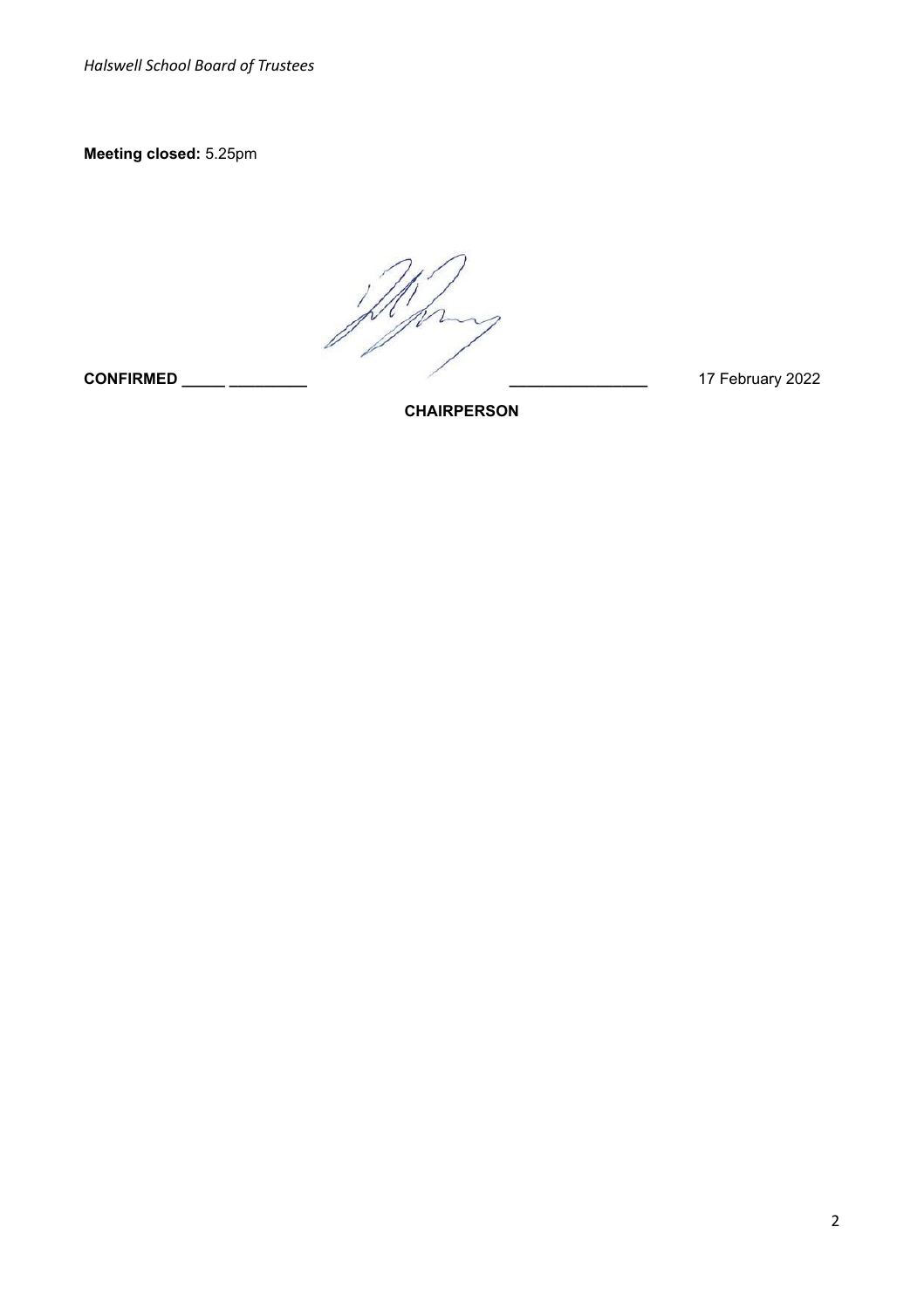**Meeting closed:** 5.25pm

**CONFIRMED _____ _________ ________________** 17 February 2022

**CHAIRPERSON**